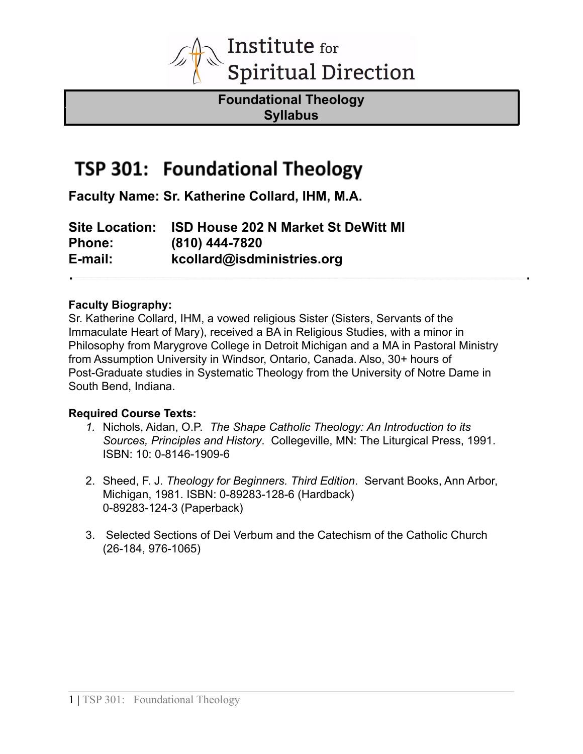# Institute for Spiritual Direction

## Foundational Theology
## Syllabus

# TSP 301: Foundational Theology

**Faculty Name: Sr. Katherine Collard, IHM, M.A.**

**Site Location: ISD House 202 N Market St DeWitt MI**
**Phone: (810) 444-7820**
**E-mail: kcollard@isdministries.org**

**Faculty Biography:**
Sr. Katherine Collard, IHM, a vowed religious Sister (Sisters, Servants of the Immaculate Heart of Mary), received a BA in Religious Studies, with a minor in Philosophy from Marygrove College in Detroit Michigan and a MA in Pastoral Ministry from Assumption University in Windsor, Ontario, Canada. Also, 30+ hours of Post-Graduate studies in Systematic Theology from the University of Notre Dame in South Bend, Indiana.

**Required Course Texts:**

1. Nichols, Aidan, O.P. *The Shape Catholic Theology: An Introduction to its Sources, Principles and History*. Collegeville, MN: The Liturgical Press, 1991. ISBN: 10: 0-8146-1909-6

2. Sheed, F. J. *Theology for Beginners. Third Edition*. Servant Books, Ann Arbor, Michigan, 1981. ISBN: 0-89283-128-6 (Hardback) 0-89283-124-3 (Paperback)

3. Selected Sections of Dei Verbum and the Catechism of the Catholic Church (26-184, 976-1065)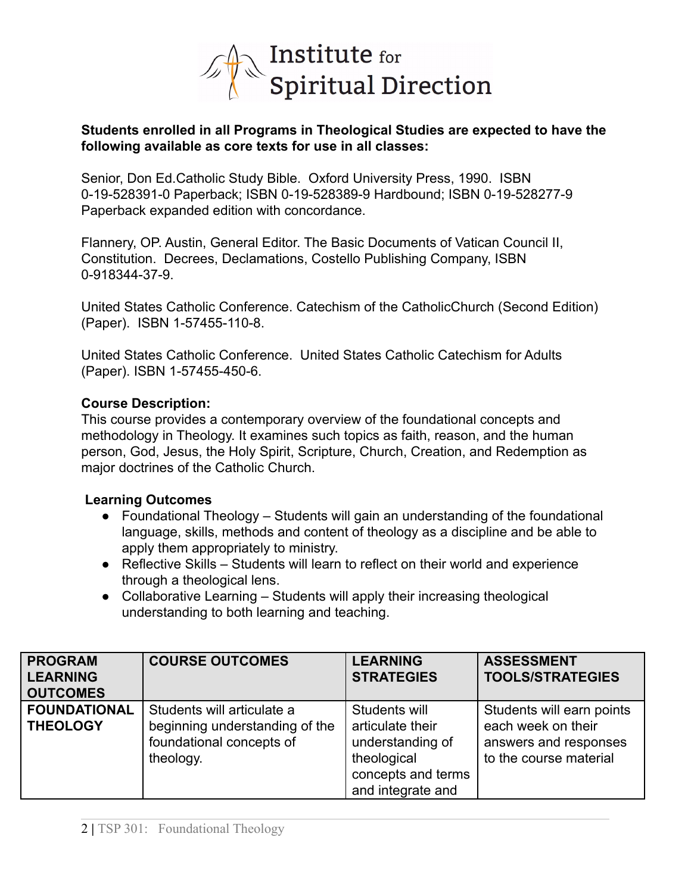**Students enrolled in all Programs in Theological Studies are expected to have the following available as core texts for use in all classes:**

Senior, Don Ed.Catholic Study Bible. Oxford University Press, 1990. ISBN 0-19-528391-0 Paperback; ISBN 0-19-528389-9 Hardbound; ISBN 0-19-528277-9 Paperback expanded edition with concordance.

Flannery, OP. Austin, General Editor. The Basic Documents of Vatican Council II, Constitution. Decrees, Declamations, Costello Publishing Company, ISBN 0-918344-37-9.

United States Catholic Conference. Catechism of the CatholicChurch (Second Edition) (Paper). ISBN 1-57455-110-8.

United States Catholic Conference. United States Catholic Catechism for Adults (Paper). ISBN 1-57455-450-6.

**Course Description:**
This course provides a contemporary overview of the foundational concepts and methodology in Theology. It examines such topics as faith, reason, and the human person, God, Jesus, the Holy Spirit, Scripture, Church, Creation, and Redemption as major doctrines of the Catholic Church.

**Learning Outcomes**

- Foundational Theology – Students will gain an understanding of the foundational language, skills, methods and content of theology as a discipline and be able to apply them appropriately to ministry.
- Reflective Skills – Students will learn to reflect on their world and experience through a theological lens.
- Collaborative Learning – Students will apply their increasing theological understanding to both learning and teaching.

| PROGRAM LEARNING OUTCOMES | COURSE OUTCOMES | LEARNING STRATEGIES | ASSESSMENT TOOLS/STRATEGIES |
|---|---|---|---|
| **FOUNDATIONAL THEOLOGY** | Students will articulate a beginning understanding of the foundational concepts of theology. | Students will articulate their understanding of theological concepts and terms and integrate and | Students will earn points each week on their answers and responses to the course material |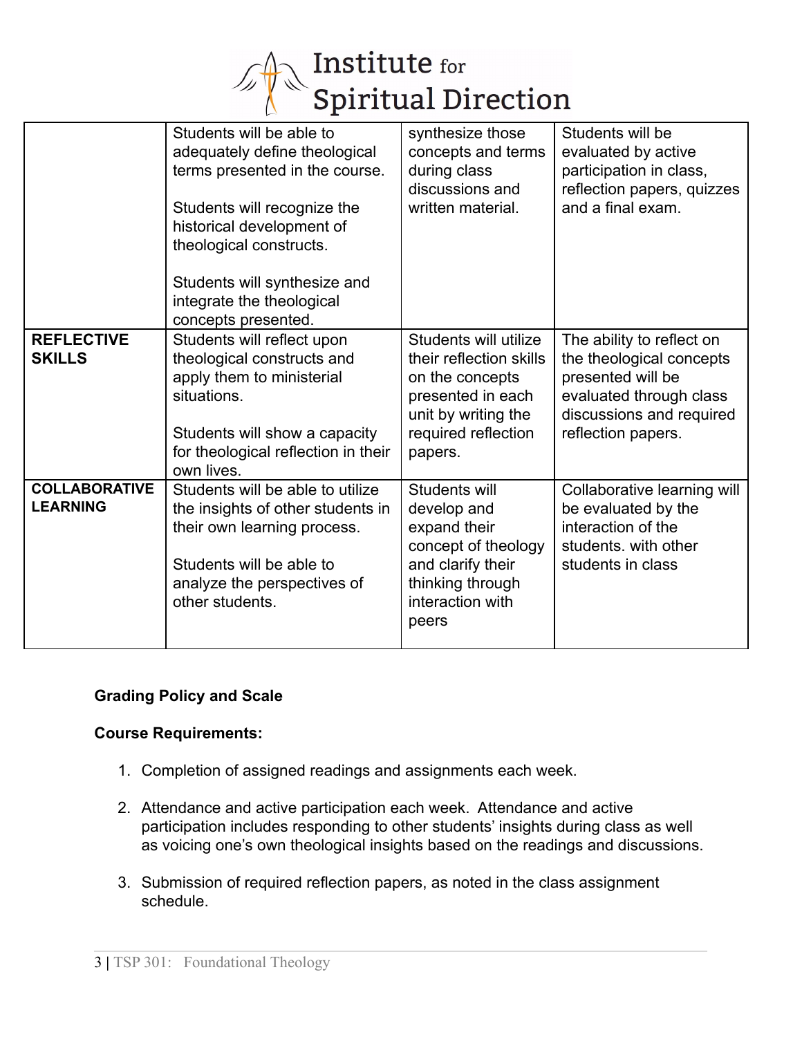| | | | |
|---|---|---|---|
| | Students will be able to adequately define theological terms presented in the course.<br><br>Students will recognize the historical development of theological constructs.<br><br>Students will synthesize and integrate the theological concepts presented. | synthesize those concepts and terms during class discussions and written material. | Students will be evaluated by active participation in class, reflection papers, quizzes and a final exam. |
| **REFLECTIVE SKILLS** | Students will reflect upon theological constructs and apply them to ministerial situations.<br><br>Students will show a capacity for theological reflection in their own lives. | Students will utilize their reflection skills on the concepts presented in each unit by writing the required reflection papers. | The ability to reflect on the theological concepts presented will be evaluated through class discussions and required reflection papers. |
| **COLLABORATIVE LEARNING** | Students will be able to utilize the insights of other students in their own learning process.<br><br>Students will be able to analyze the perspectives of other students. | Students will develop and expand their concept of theology and clarify their thinking through interaction with peers | Collaborative learning will be evaluated by the interaction of the students. with other students in class |

**Grading Policy and Scale**

**Course Requirements:**

1. Completion of assigned readings and assignments each week.

2. Attendance and active participation each week. Attendance and active participation includes responding to other students' insights during class as well as voicing one's own theological insights based on the readings and discussions.

3. Submission of required reflection papers, as noted in the class assignment schedule.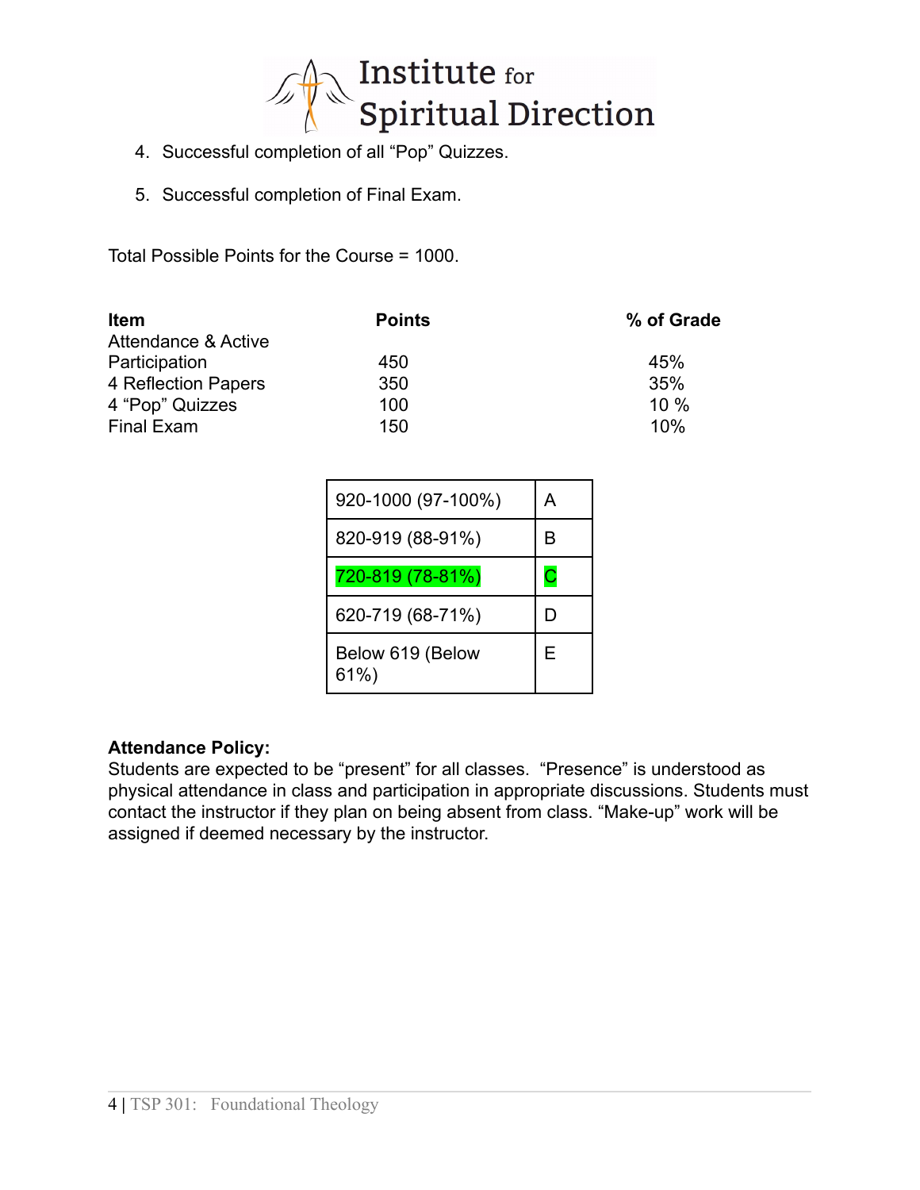4. Successful completion of all "Pop" Quizzes.

5. Successful completion of Final Exam.

Total Possible Points for the Course = 1000.

| Item | Points | % of Grade |
|---|---|---|
| Attendance & Active Participation | 450 | 45% |
| 4 Reflection Papers | 350 | 35% |
| 4 "Pop" Quizzes | 100 | 10 % |
| Final Exam | 150 | 10% |

| | |
|---|---|
| 920-1000 (97-100%) | A |
| 820-919 (88-91%) | B |
| 720-819 (78-81%) | C |
| 620-719 (68-71%) | D |
| Below 619 (Below 61%) | E |

**Attendance Policy:**
Students are expected to be "present" for all classes. "Presence" is understood as physical attendance in class and participation in appropriate discussions. Students must contact the instructor if they plan on being absent from class. "Make-up" work will be assigned if deemed necessary by the instructor.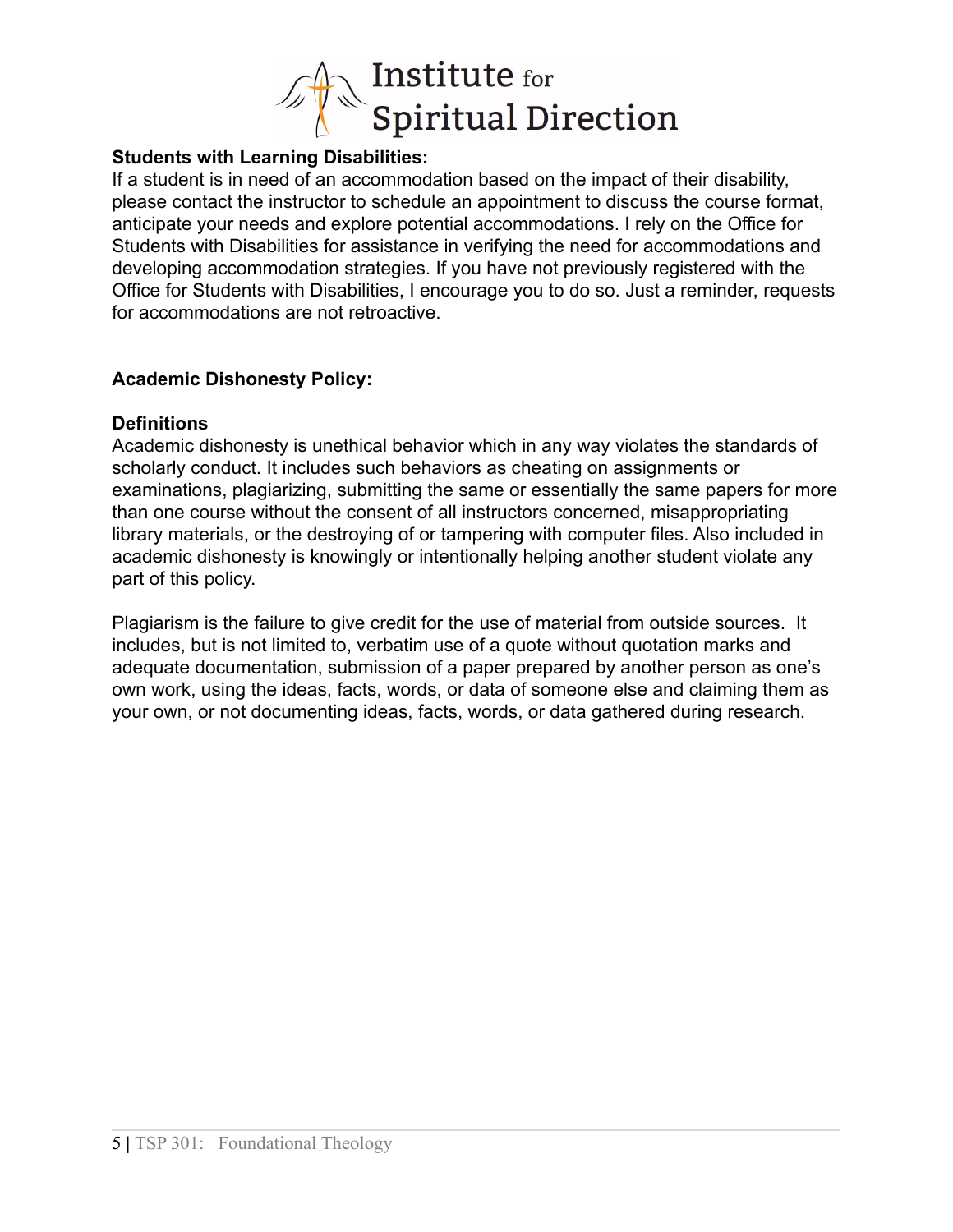**Students with Learning Disabilities:**
If a student is in need of an accommodation based on the impact of their disability, please contact the instructor to schedule an appointment to discuss the course format, anticipate your needs and explore potential accommodations. I rely on the Office for Students with Disabilities for assistance in verifying the need for accommodations and developing accommodation strategies. If you have not previously registered with the Office for Students with Disabilities, I encourage you to do so. Just a reminder, requests for accommodations are not retroactive.

**Academic Dishonesty Policy:**

**Definitions**
Academic dishonesty is unethical behavior which in any way violates the standards of scholarly conduct. It includes such behaviors as cheating on assignments or examinations, plagiarizing, submitting the same or essentially the same papers for more than one course without the consent of all instructors concerned, misappropriating library materials, or the destroying of or tampering with computer files. Also included in academic dishonesty is knowingly or intentionally helping another student violate any part of this policy.

Plagiarism is the failure to give credit for the use of material from outside sources. It includes, but is not limited to, verbatim use of a quote without quotation marks and adequate documentation, submission of a paper prepared by another person as one's own work, using the ideas, facts, words, or data of someone else and claiming them as your own, or not documenting ideas, facts, words, or data gathered during research.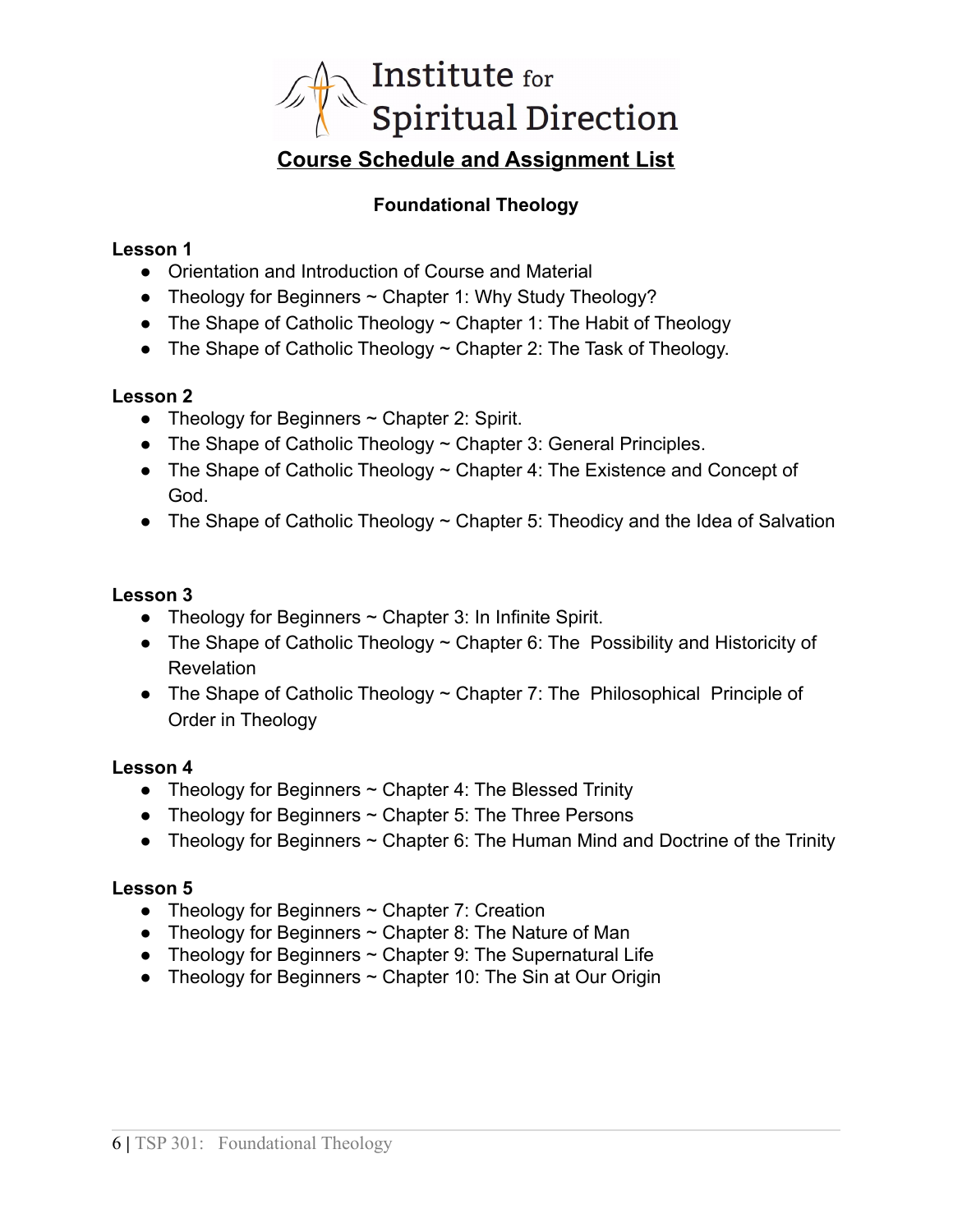Institute for Spiritual Direction

## Course Schedule and Assignment List

### Foundational Theology

**Lesson 1**

- Orientation and Introduction of Course and Material
- Theology for Beginners ~ Chapter 1: Why Study Theology?
- The Shape of Catholic Theology ~ Chapter 1: The Habit of Theology
- The Shape of Catholic Theology ~ Chapter 2: The Task of Theology.

**Lesson 2**

- Theology for Beginners ~ Chapter 2: Spirit.
- The Shape of Catholic Theology ~ Chapter 3: General Principles.
- The Shape of Catholic Theology ~ Chapter 4: The Existence and Concept of God.
- The Shape of Catholic Theology ~ Chapter 5: Theodicy and the Idea of Salvation

**Lesson 3**

- Theology for Beginners ~ Chapter 3: In Infinite Spirit.
- The Shape of Catholic Theology ~ Chapter 6: The Possibility and Historicity of Revelation
- The Shape of Catholic Theology ~ Chapter 7: The Philosophical Principle of Order in Theology

**Lesson 4**

- Theology for Beginners ~ Chapter 4: The Blessed Trinity
- Theology for Beginners ~ Chapter 5: The Three Persons
- Theology for Beginners ~ Chapter 6: The Human Mind and Doctrine of the Trinity

**Lesson 5**

- Theology for Beginners ~ Chapter 7: Creation
- Theology for Beginners ~ Chapter 8: The Nature of Man
- Theology for Beginners ~ Chapter 9: The Supernatural Life
- Theology for Beginners ~ Chapter 10: The Sin at Our Origin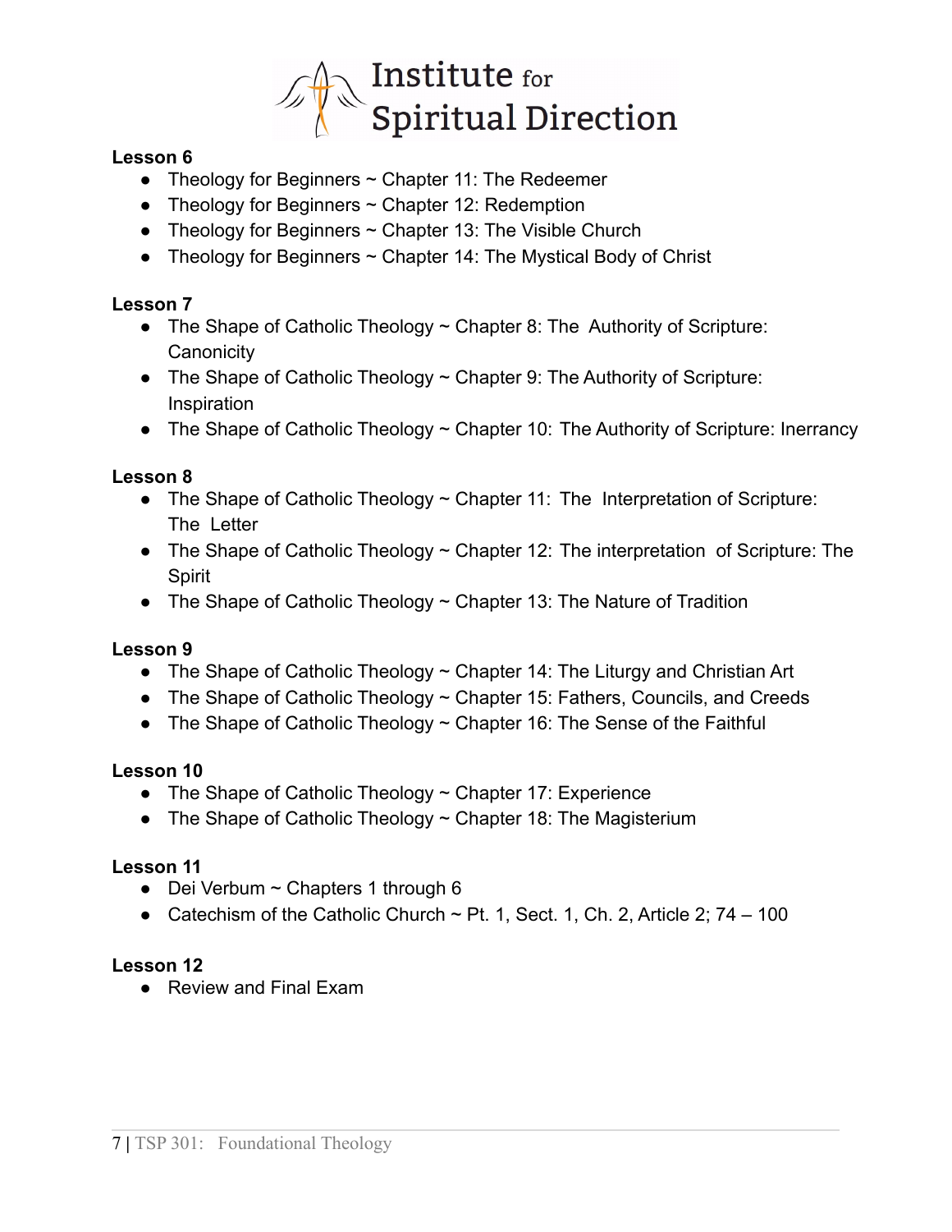**Lesson 6**

- Theology for Beginners ~ Chapter 11: The Redeemer
- Theology for Beginners ~ Chapter 12: Redemption
- Theology for Beginners ~ Chapter 13: The Visible Church
- Theology for Beginners ~ Chapter 14: The Mystical Body of Christ

**Lesson 7**

- The Shape of Catholic Theology ~ Chapter 8: The Authority of Scripture: Canonicity
- The Shape of Catholic Theology ~ Chapter 9: The Authority of Scripture: Inspiration
- The Shape of Catholic Theology ~ Chapter 10: The Authority of Scripture: Inerrancy

**Lesson 8**

- The Shape of Catholic Theology ~ Chapter 11: The Interpretation of Scripture: The Letter
- The Shape of Catholic Theology ~ Chapter 12: The interpretation of Scripture: The Spirit
- The Shape of Catholic Theology ~ Chapter 13: The Nature of Tradition

**Lesson 9**

- The Shape of Catholic Theology ~ Chapter 14: The Liturgy and Christian Art
- The Shape of Catholic Theology ~ Chapter 15: Fathers, Councils, and Creeds
- The Shape of Catholic Theology ~ Chapter 16: The Sense of the Faithful

**Lesson 10**

- The Shape of Catholic Theology ~ Chapter 17: Experience
- The Shape of Catholic Theology ~ Chapter 18: The Magisterium

**Lesson 11**

- Dei Verbum ~ Chapters 1 through 6
- Catechism of the Catholic Church ~ Pt. 1, Sect. 1, Ch. 2, Article 2; 74 – 100

**Lesson 12**

- Review and Final Exam